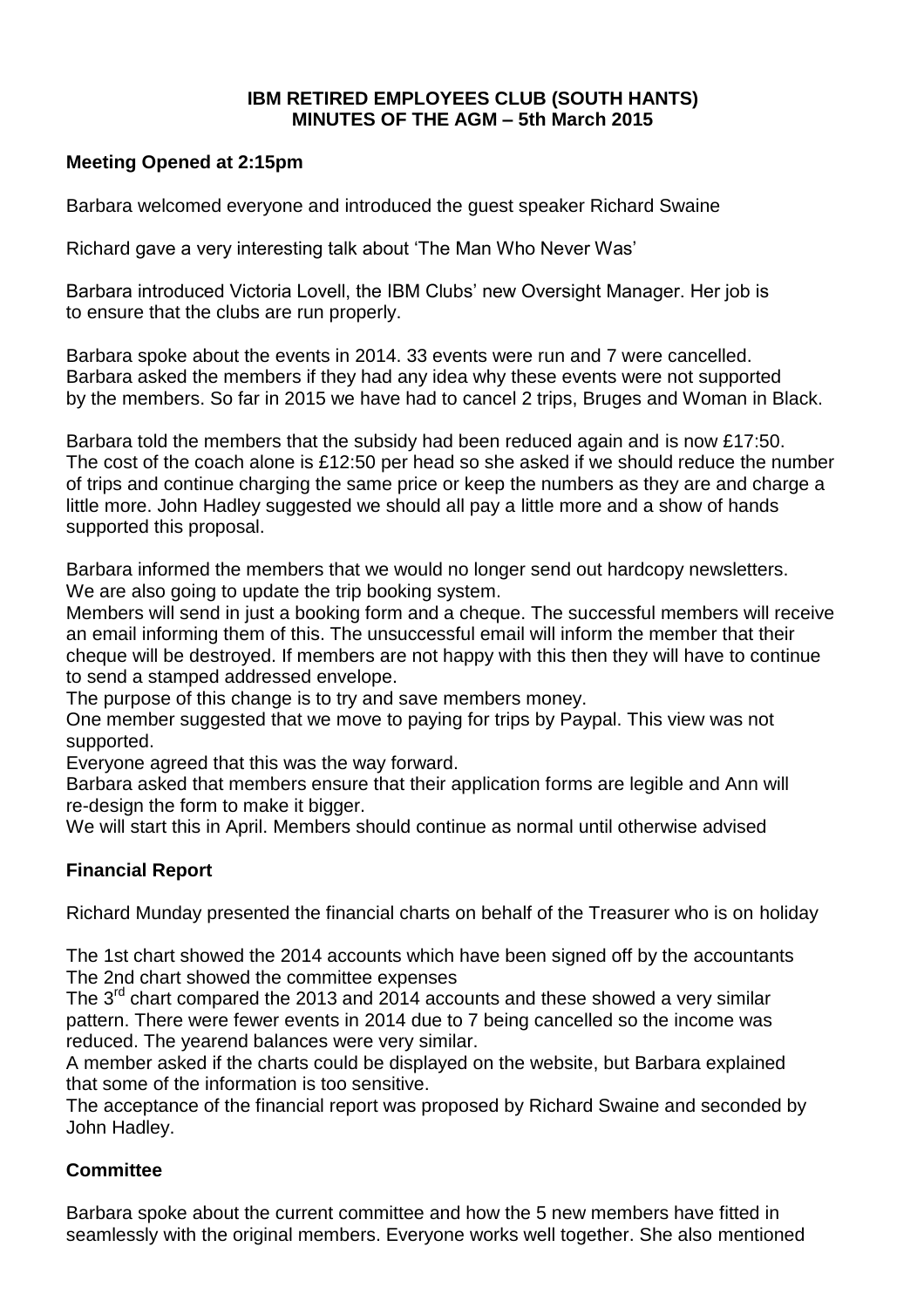# IBM RETIRED EMPLOYEES CLUB (SOUTH HANTS)
## MINUTES OF THE AGM – 5th March 2015

**Meeting Opened at 2:15pm**

Barbara welcomed everyone and introduced the guest speaker Richard Swaine

Richard gave a very interesting talk about 'The Man Who Never Was'

Barbara introduced Victoria Lovell, the IBM Clubs' new Oversight Manager. Her job is to ensure that the clubs are run properly.

Barbara spoke about the events in 2014. 33 events were run and 7 were cancelled. Barbara asked the members if they had any idea why these events were not supported by the members. So far in 2015 we have had to cancel 2 trips, Bruges and Woman in Black.

Barbara told the members that the subsidy had been reduced again and is now £17:50. The cost of the coach alone is £12:50 per head so she asked if we should reduce the number of trips and continue charging the same price or keep the numbers as they are and charge a little more. John Hadley suggested we should all pay a little more and a show of hands supported this proposal.

Barbara informed the members that we would no longer send out hardcopy newsletters. We are also going to update the trip booking system.
Members will send in just a booking form and a cheque. The successful members will receive an email informing them of this. The unsuccessful email will inform the member that their cheque will be destroyed. If members are not happy with this then they will have to continue to send a stamped addressed envelope.
The purpose of this change is to try and save members money.
One member suggested that we move to paying for trips by Paypal. This view was not supported.
Everyone agreed that this was the way forward.
Barbara asked that members ensure that their application forms are legible and Ann will re-design the form to make it bigger.
We will start this in April. Members should continue as normal until otherwise advised

## Financial Report

Richard Munday presented the financial charts on behalf of the Treasurer who is on holiday

The 1st chart showed the 2014 accounts which have been signed off by the accountants
The 2nd chart showed the committee expenses
The 3rd chart compared the 2013 and 2014 accounts and these showed a very similar pattern. There were fewer events in 2014 due to 7 being cancelled so the income was reduced. The yearend balances were very similar.
A member asked if the charts could be displayed on the website, but Barbara explained that some of the information is too sensitive.
The acceptance of the financial report was proposed by Richard Swaine and seconded by John Hadley.

## Committee

Barbara spoke about the current committee and how the 5 new members have fitted in seamlessly with the original members. Everyone works well together. She also mentioned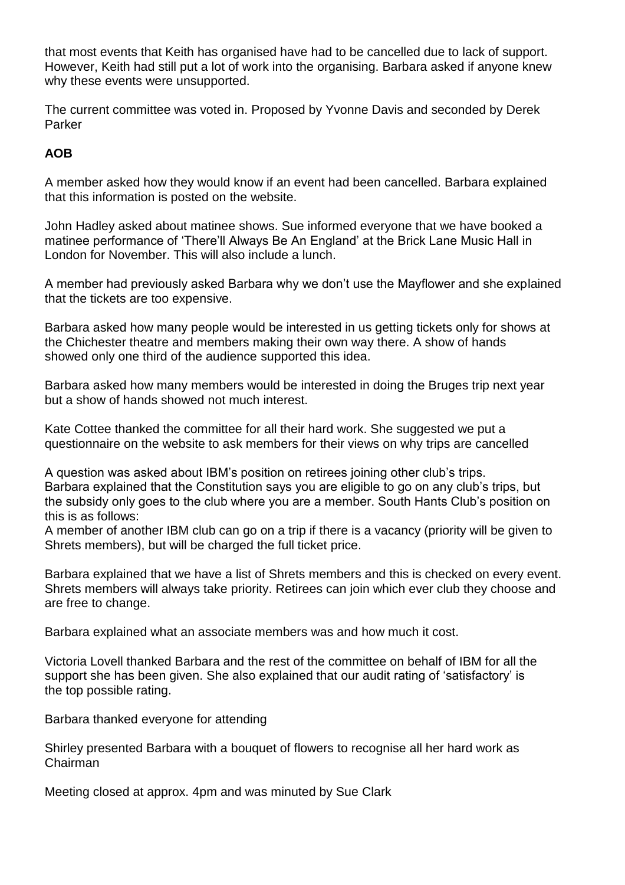that most events that Keith has organised have had to be cancelled due to lack of support. However, Keith had still put a lot of work into the organising. Barbara asked if anyone knew why these events were unsupported.

The current committee was voted in. Proposed by Yvonne Davis and seconded by Derek Parker

**AOB**

A member asked how they would know if an event had been cancelled. Barbara explained that this information is posted on the website.

John Hadley asked about matinee shows. Sue informed everyone that we have booked a matinee performance of 'There'll Always Be An England' at the Brick Lane Music Hall in London for November. This will also include a lunch.

A member had previously asked Barbara why we don't use the Mayflower and she explained that the tickets are too expensive.

Barbara asked how many people would be interested in us getting tickets only for shows at the Chichester theatre and members making their own way there. A show of hands showed only one third of the audience supported this idea.

Barbara asked how many members would be interested in doing the Bruges trip next year but a show of hands showed not much interest.

Kate Cottee thanked the committee for all their hard work. She suggested we put a questionnaire on the website to ask members for their views on why trips are cancelled

A question was asked about IBM's position on retirees joining other club's trips. Barbara explained that the Constitution says you are eligible to go on any club's trips, but the subsidy only goes to the club where you are a member. South Hants Club's position on this is as follows:
A member of another IBM club can go on a trip if there is a vacancy (priority will be given to Shrets members), but will be charged the full ticket price.

Barbara explained that we have a list of Shrets members and this is checked on every event. Shrets members will always take priority. Retirees can join which ever club they choose and are free to change.

Barbara explained what an associate members was and how much it cost.

Victoria Lovell thanked Barbara and the rest of the committee on behalf of IBM for all the support she has been given. She also explained that our audit rating of 'satisfactory' is the top possible rating.

Barbara thanked everyone for attending

Shirley presented Barbara with a bouquet of flowers to recognise all her hard work as Chairman

Meeting closed at approx. 4pm and was minuted by Sue Clark